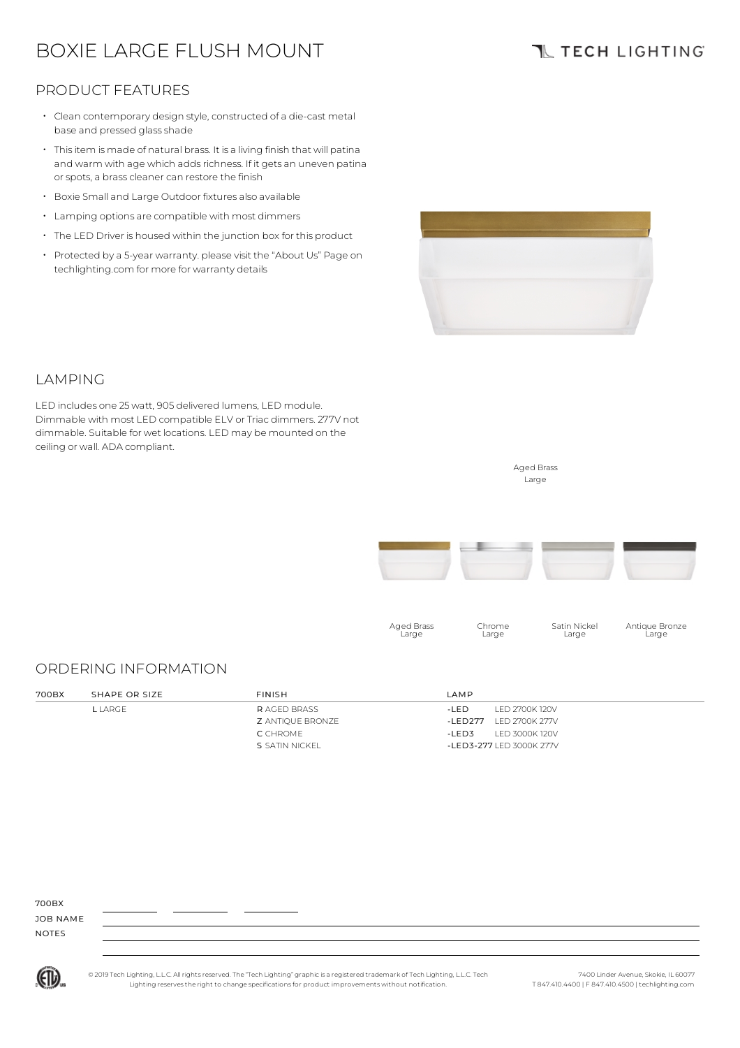# BOXIE LARGE FLUSH MOUNT

TECH LIGHTING

## PRODUCT FEATURES

- Clean contemporary design style, constructed of a die-cast metal base and pressed glass shade
- This item is made of natural brass. It is a living finish that will patina and warm with age which adds richness. If it gets an uneven patina or spots, a brass cleaner can restore the finish
- Boxie Small and Large Outdoor fixtures also available
- Lamping options are compatible with most dimmers
- The LED Driver is housed within the junction box for this product
- Protected by a 5-year warranty. please visit the "About Us" Page on techlighting.com for more for warranty details

## LAMPING

LED includes one 25 watt, 905 delivered lumens, LED module. Dimmable with most LED compatible ELV or Triac dimmers. 277V not dimmable. Suitable for wet locations. LED may be mounted on the ceiling or wall. ADA compliant.

Aged Brass
Large

Aged Brass Large | Chrome Large | Satin Nickel Large | Antique Bronze Large

## ORDERING INFORMATION

| 700BX | SHAPE OR SIZE | FINISH | LAMP |
|---|---|---|---|
| | **L** LARGE | **R** AGED BRASS | **-LED** LED 2700K 120V |
| | | **Z** ANTIQUE BRONZE | **-LED277** LED 2700K 277V |
| | | **C** CHROME | **-LED3** LED 3000K 120V |
| | | **S** SATIN NICKEL | **-LED3-277** LED 3000K 277V |

700BX \_\_\_\_\_\_\_\_ \_\_\_\_\_\_\_\_ \_\_\_\_\_\_\_\_

JOB NAME

NOTES

© 2019 Tech Lighting, L.L.C. All rights reserved. The "Tech Lighting" graphic is a registered trademark of Tech Lighting, L.L.C. Tech Lighting reserves the right to change specifications for product improvements without notification.

7400 Linder Avenue, Skokie, IL 60077
T 847.410.4400 | F 847.410.4500 | techlighting.com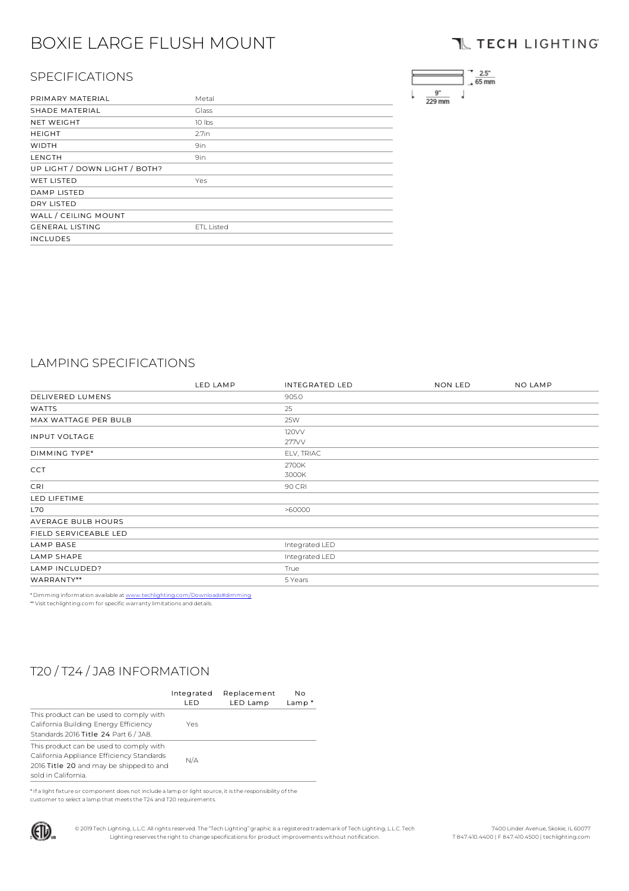# BOXIE LARGE FLUSH MOUNT

TECH LIGHTING

## SPECIFICATIONS

| | |
|---|---|
| PRIMARY MATERIAL | Metal |
| SHADE MATERIAL | Glass |
| NET WEIGHT | 10 lbs |
| HEIGHT | 2.7in |
| WIDTH | 9in |
| LENGTH | 9in |
| UP LIGHT / DOWN LIGHT / BOTH? | |
| WET LISTED | Yes |
| DAMP LISTED | |
| DRY LISTED | |
| WALL / CEILING MOUNT | |
| GENERAL LISTING | ETL Listed |
| INCLUDES | |

2.5"
65 mm
9"
229 mm

## LAMPING SPECIFICATIONS

| | LED LAMP | INTEGRATED LED | NON LED | NO LAMP |
|---|---|---|---|---|
| DELIVERED LUMENS | | 905.0 | | |
| WATTS | | 25 | | |
| MAX WATTAGE PER BULB | | 25W | | |
| INPUT VOLTAGE | | 120VV<br>277VV | | |
| DIMMING TYPE* | | ELV, TRIAC | | |
| CCT | | 2700K<br>3000K | | |
| CRI | | 90 CRI | | |
| LED LIFETIME | | | | |
| L70 | | >60000 | | |
| AVERAGE BULB HOURS | | | | |
| FIELD SERVICEABLE LED | | | | |
| LAMP BASE | | Integrated LED | | |
| LAMP SHAPE | | Integrated LED | | |
| LAMP INCLUDED? | | True | | |
| WARRANTY** | | 5 Years | | |

* Dimming information available at www.techlighting.com/Downloads#dimming
** Visit techlighting.com for specific warranty limitations and details.

## T20 / T24 / JA8 INFORMATION

| | Integrated LED | Replacement LED Lamp | No Lamp * |
|---|---|---|---|
| This product can be used to comply with California Building Energy Efficiency Standards 2016 **Title 24** Part 6 / JA8. | Yes | | |
| This product can be used to comply with California Appliance Efficiency Standards 2016 **Title 20** and may be shipped to and sold in California. | N/A | | |

* If a light fixture or component does not include a lamp or light source, it is the responsibility of the customer to select a lamp that meets the T24 and T20 requirements.

© 2019 Tech Lighting, L.L.C. All rights reserved. The "Tech Lighting" graphic is a registered trademark of Tech Lighting, L.L.C. Tech Lighting reserves the right to change specifications for product improvements without notification.

7400 Linder Avenue, Skokie, IL 60077
T 847.410.4400 | F 847.410.4500 | techlighting.com